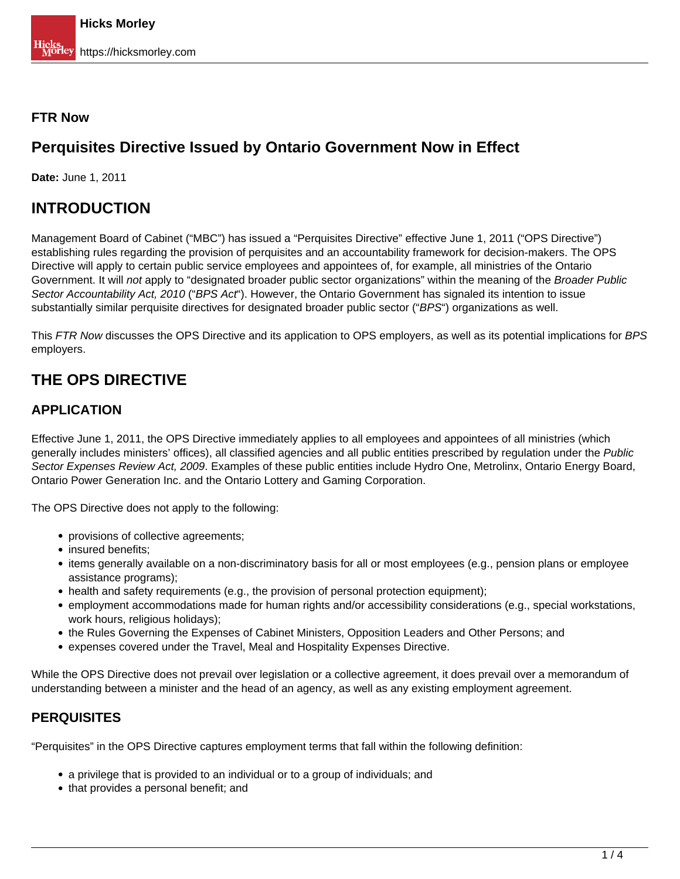**FTR Now**

# Perquisites Directive Issued by Ontario Government Now in Effect

**Date:** June 1, 2011

## INTRODUCTION

Management Board of Cabinet ("MBC") has issued a "Perquisites Directive" effective June 1, 2011 ("OPS Directive") establishing rules regarding the provision of perquisites and an accountability framework for decision-makers. The OPS Directive will apply to certain public service employees and appointees of, for example, all ministries of the Ontario Government. It will *not* apply to "designated broader public sector organizations" within the meaning of the *Broader Public Sector Accountability Act, 2010* ("*BPS Act*"). However, the Ontario Government has signaled its intention to issue substantially similar perquisite directives for designated broader public sector ("*BPS*") organizations as well.

This *FTR Now* discusses the OPS Directive and its application to OPS employers, as well as its potential implications for *BPS* employers.

## THE OPS DIRECTIVE

### APPLICATION

Effective June 1, 2011, the OPS Directive immediately applies to all employees and appointees of all ministries (which generally includes ministers' offices), all classified agencies and all public entities prescribed by regulation under the *Public Sector Expenses Review Act, 2009*. Examples of these public entities include Hydro One, Metrolinx, Ontario Energy Board, Ontario Power Generation Inc. and the Ontario Lottery and Gaming Corporation.

The OPS Directive does not apply to the following:

- provisions of collective agreements;
- insured benefits;
- items generally available on a non-discriminatory basis for all or most employees (e.g., pension plans or employee assistance programs);
- health and safety requirements (e.g., the provision of personal protection equipment);
- employment accommodations made for human rights and/or accessibility considerations (e.g., special workstations, work hours, religious holidays);
- the Rules Governing the Expenses of Cabinet Ministers, Opposition Leaders and Other Persons; and
- expenses covered under the Travel, Meal and Hospitality Expenses Directive.

While the OPS Directive does not prevail over legislation or a collective agreement, it does prevail over a memorandum of understanding between a minister and the head of an agency, as well as any existing employment agreement.

### PERQUISITES

"Perquisites" in the OPS Directive captures employment terms that fall within the following definition:

- a privilege that is provided to an individual or to a group of individuals; and
- that provides a personal benefit; and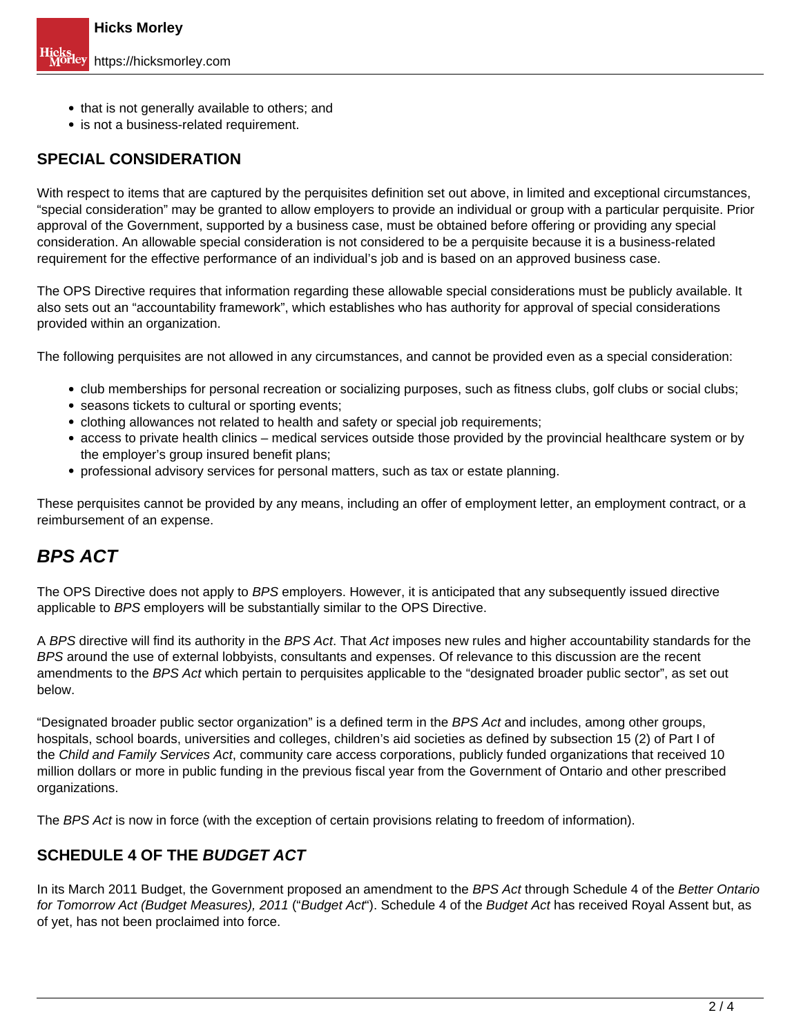- that is not generally available to others; and
- is not a business-related requirement.

### SPECIAL CONSIDERATION

With respect to items that are captured by the perquisites definition set out above, in limited and exceptional circumstances, "special consideration" may be granted to allow employers to provide an individual or group with a particular perquisite. Prior approval of the Government, supported by a business case, must be obtained before offering or providing any special consideration. An allowable special consideration is not considered to be a perquisite because it is a business-related requirement for the effective performance of an individual's job and is based on an approved business case.

The OPS Directive requires that information regarding these allowable special considerations must be publicly available. It also sets out an "accountability framework", which establishes who has authority for approval of special considerations provided within an organization.

The following perquisites are not allowed in any circumstances, and cannot be provided even as a special consideration:

- club memberships for personal recreation or socializing purposes, such as fitness clubs, golf clubs or social clubs;
- seasons tickets to cultural or sporting events;
- clothing allowances not related to health and safety or special job requirements;
- access to private health clinics – medical services outside those provided by the provincial healthcare system or by the employer's group insured benefit plans;
- professional advisory services for personal matters, such as tax or estate planning.

These perquisites cannot be provided by any means, including an offer of employment letter, an employment contract, or a reimbursement of an expense.

## *BPS ACT*

The OPS Directive does not apply to *BPS* employers. However, it is anticipated that any subsequently issued directive applicable to *BPS* employers will be substantially similar to the OPS Directive.

A *BPS* directive will find its authority in the *BPS Act*. That *Act* imposes new rules and higher accountability standards for the *BPS* around the use of external lobbyists, consultants and expenses. Of relevance to this discussion are the recent amendments to the *BPS Act* which pertain to perquisites applicable to the "designated broader public sector", as set out below.

"Designated broader public sector organization" is a defined term in the *BPS Act* and includes, among other groups, hospitals, school boards, universities and colleges, children's aid societies as defined by subsection 15 (2) of Part I of the *Child and Family Services Act*, community care access corporations, publicly funded organizations that received 10 million dollars or more in public funding in the previous fiscal year from the Government of Ontario and other prescribed organizations.

The *BPS Act* is now in force (with the exception of certain provisions relating to freedom of information).

### SCHEDULE 4 OF THE *BUDGET ACT*

In its March 2011 Budget, the Government proposed an amendment to the *BPS Act* through Schedule 4 of the *Better Ontario for Tomorrow Act (Budget Measures), 2011* ("*Budget Act*"). Schedule 4 of the *Budget Act* has received Royal Assent but, as of yet, has not been proclaimed into force.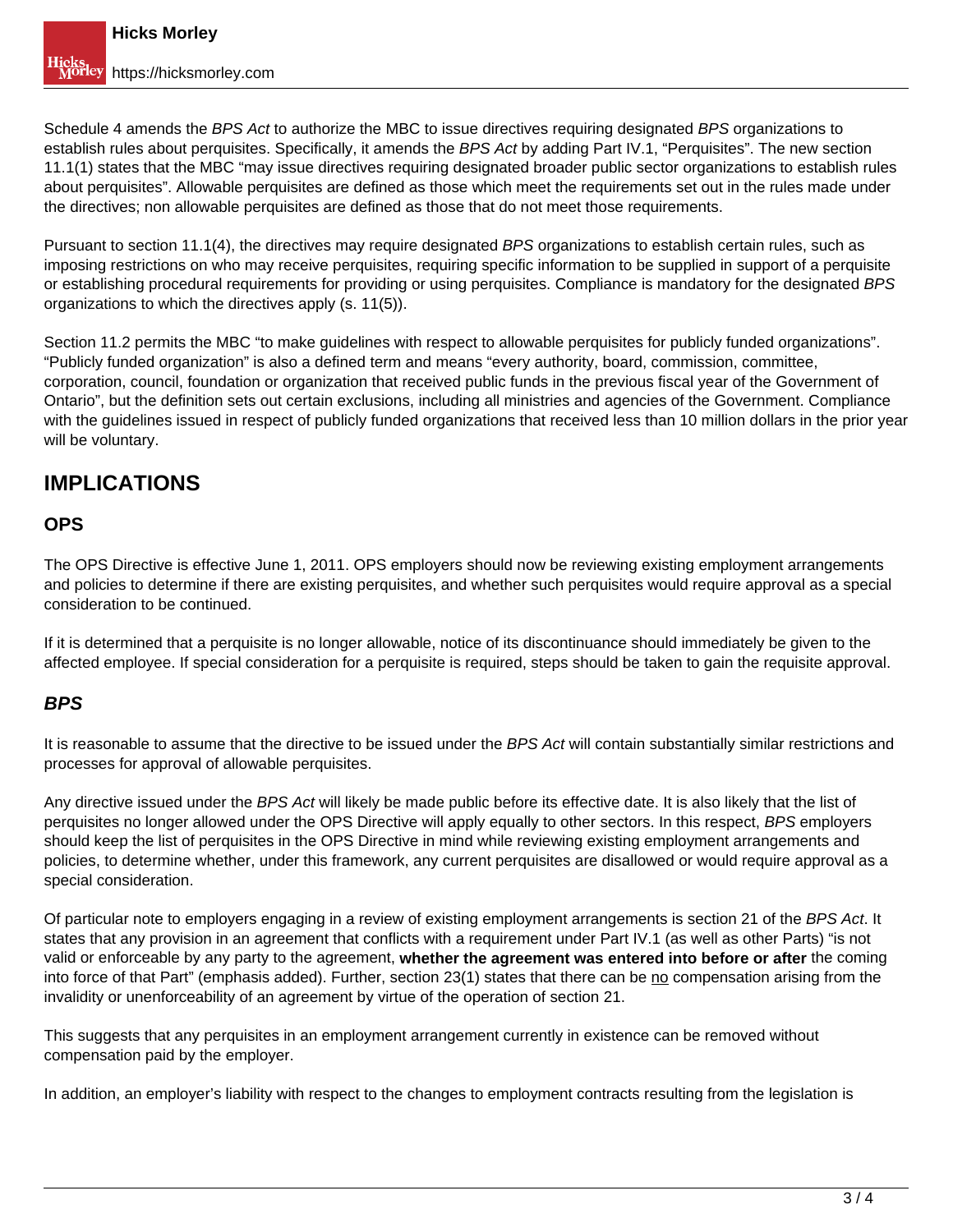Schedule 4 amends the *BPS Act* to authorize the MBC to issue directives requiring designated *BPS* organizations to establish rules about perquisites. Specifically, it amends the *BPS Act* by adding Part IV.1, "Perquisites". The new section 11.1(1) states that the MBC "may issue directives requiring designated broader public sector organizations to establish rules about perquisites". Allowable perquisites are defined as those which meet the requirements set out in the rules made under the directives; non allowable perquisites are defined as those that do not meet those requirements.

Pursuant to section 11.1(4), the directives may require designated *BPS* organizations to establish certain rules, such as imposing restrictions on who may receive perquisites, requiring specific information to be supplied in support of a perquisite or establishing procedural requirements for providing or using perquisites. Compliance is mandatory for the designated *BPS* organizations to which the directives apply (s. 11(5)).

Section 11.2 permits the MBC "to make guidelines with respect to allowable perquisites for publicly funded organizations". "Publicly funded organization" is also a defined term and means "every authority, board, commission, committee, corporation, council, foundation or organization that received public funds in the previous fiscal year of the Government of Ontario", but the definition sets out certain exclusions, including all ministries and agencies of the Government. Compliance with the guidelines issued in respect of publicly funded organizations that received less than 10 million dollars in the prior year will be voluntary.

## IMPLICATIONS

### OPS

The OPS Directive is effective June 1, 2011. OPS employers should now be reviewing existing employment arrangements and policies to determine if there are existing perquisites, and whether such perquisites would require approval as a special consideration to be continued.

If it is determined that a perquisite is no longer allowable, notice of its discontinuance should immediately be given to the affected employee. If special consideration for a perquisite is required, steps should be taken to gain the requisite approval.

### *BPS*

It is reasonable to assume that the directive to be issued under the *BPS Act* will contain substantially similar restrictions and processes for approval of allowable perquisites.

Any directive issued under the *BPS Act* will likely be made public before its effective date. It is also likely that the list of perquisites no longer allowed under the OPS Directive will apply equally to other sectors. In this respect, *BPS* employers should keep the list of perquisites in the OPS Directive in mind while reviewing existing employment arrangements and policies, to determine whether, under this framework, any current perquisites are disallowed or would require approval as a special consideration.

Of particular note to employers engaging in a review of existing employment arrangements is section 21 of the *BPS Act*. It states that any provision in an agreement that conflicts with a requirement under Part IV.1 (as well as other Parts) "is not valid or enforceable by any party to the agreement, **whether the agreement was entered into before or after** the coming into force of that Part" (emphasis added). Further, section 23(1) states that there can be <u>no</u> compensation arising from the invalidity or unenforceability of an agreement by virtue of the operation of section 21.

This suggests that any perquisites in an employment arrangement currently in existence can be removed without compensation paid by the employer.

In addition, an employer's liability with respect to the changes to employment contracts resulting from the legislation is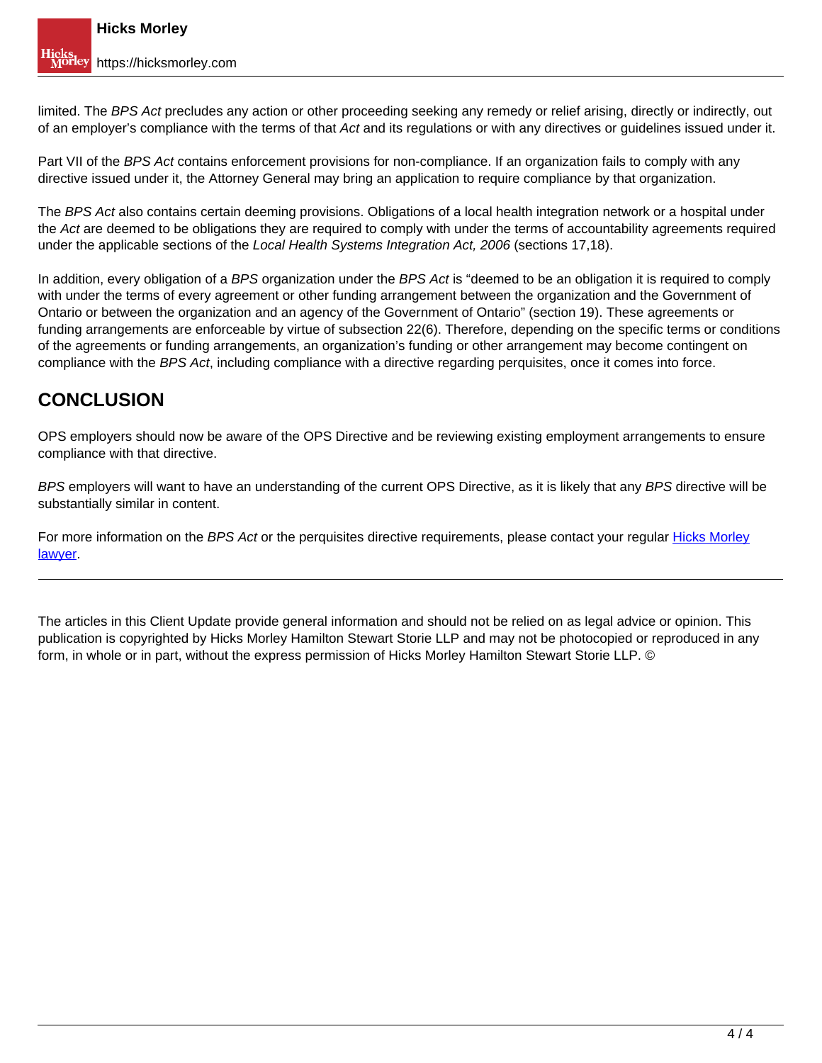limited. The *BPS Act* precludes any action or other proceeding seeking any remedy or relief arising, directly or indirectly, out of an employer's compliance with the terms of that *Act* and its regulations or with any directives or guidelines issued under it.

Part VII of the *BPS Act* contains enforcement provisions for non-compliance. If an organization fails to comply with any directive issued under it, the Attorney General may bring an application to require compliance by that organization.

The *BPS Act* also contains certain deeming provisions. Obligations of a local health integration network or a hospital under the *Act* are deemed to be obligations they are required to comply with under the terms of accountability agreements required under the applicable sections of the *Local Health Systems Integration Act, 2006* (sections 17,18).

In addition, every obligation of a *BPS* organization under the *BPS Act* is "deemed to be an obligation it is required to comply with under the terms of every agreement or other funding arrangement between the organization and the Government of Ontario or between the organization and an agency of the Government of Ontario" (section 19). These agreements or funding arrangements are enforceable by virtue of subsection 22(6). Therefore, depending on the specific terms or conditions of the agreements or funding arrangements, an organization's funding or other arrangement may become contingent on compliance with the *BPS Act*, including compliance with a directive regarding perquisites, once it comes into force.

## CONCLUSION

OPS employers should now be aware of the OPS Directive and be reviewing existing employment arrangements to ensure compliance with that directive.

*BPS* employers will want to have an understanding of the current OPS Directive, as it is likely that any *BPS* directive will be substantially similar in content.

For more information on the *BPS Act* or the perquisites directive requirements, please contact your regular Hicks Morley lawyer.

---

The articles in this Client Update provide general information and should not be relied on as legal advice or opinion. This publication is copyrighted by Hicks Morley Hamilton Stewart Storie LLP and may not be photocopied or reproduced in any form, in whole or in part, without the express permission of Hicks Morley Hamilton Stewart Storie LLP. ©